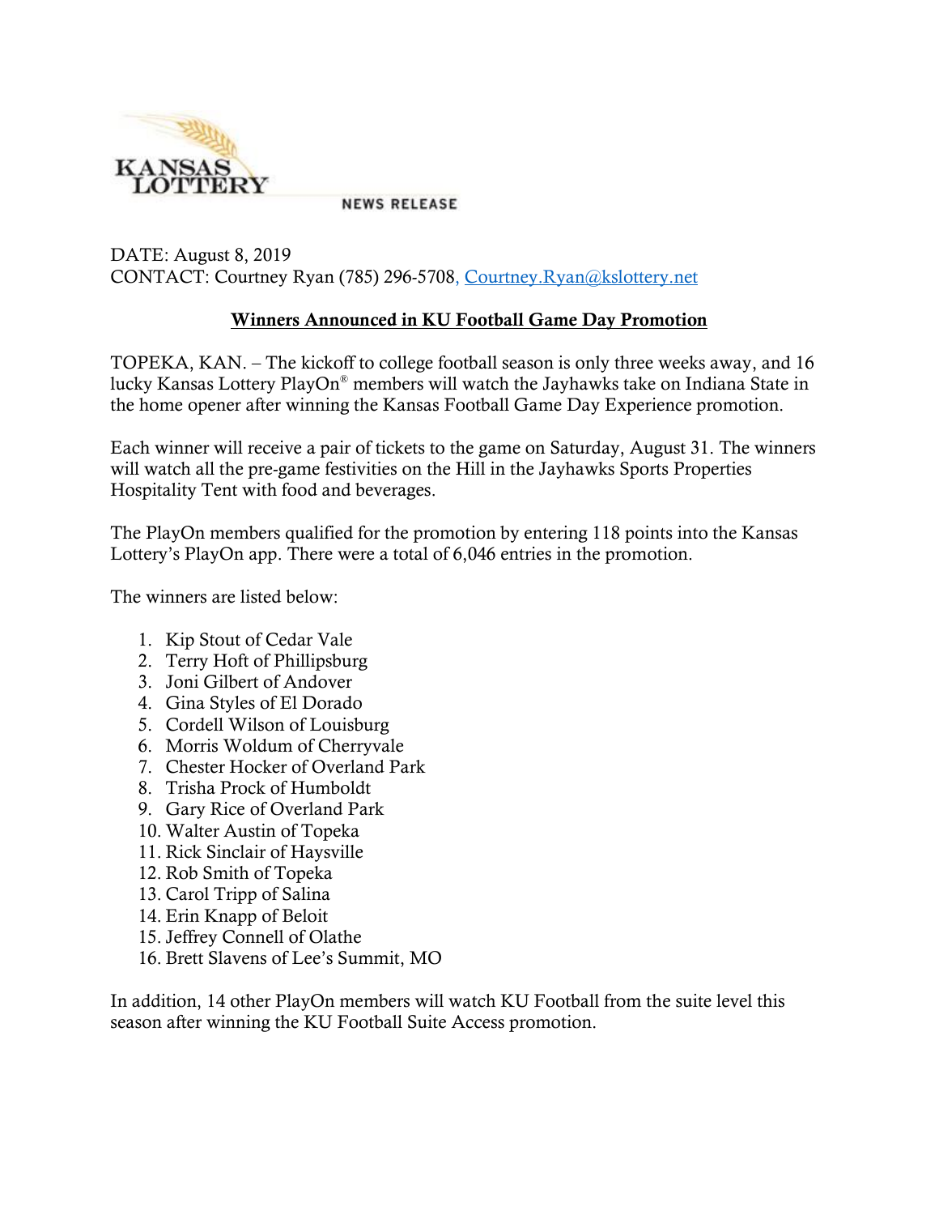KANSAS LOTTERY

NEWS RELEASE

DATE: August 8, 2019
CONTACT: Courtney Ryan (785) 296-5708, Courtney.Ryan@kslottery.net

## Winners Announced in KU Football Game Day Promotion

TOPEKA, KAN. – The kickoff to college football season is only three weeks away, and 16 lucky Kansas Lottery PlayOn® members will watch the Jayhawks take on Indiana State in the home opener after winning the Kansas Football Game Day Experience promotion.

Each winner will receive a pair of tickets to the game on Saturday, August 31. The winners will watch all the pre-game festivities on the Hill in the Jayhawks Sports Properties Hospitality Tent with food and beverages.

The PlayOn members qualified for the promotion by entering 118 points into the Kansas Lottery's PlayOn app. There were a total of 6,046 entries in the promotion.

The winners are listed below:

1. Kip Stout of Cedar Vale
2. Terry Hoft of Phillipsburg
3. Joni Gilbert of Andover
4. Gina Styles of El Dorado
5. Cordell Wilson of Louisburg
6. Morris Woldum of Cherryvale
7. Chester Hocker of Overland Park
8. Trisha Prock of Humboldt
9. Gary Rice of Overland Park
10. Walter Austin of Topeka
11. Rick Sinclair of Haysville
12. Rob Smith of Topeka
13. Carol Tripp of Salina
14. Erin Knapp of Beloit
15. Jeffrey Connell of Olathe
16. Brett Slavens of Lee's Summit, MO

In addition, 14 other PlayOn members will watch KU Football from the suite level this season after winning the KU Football Suite Access promotion.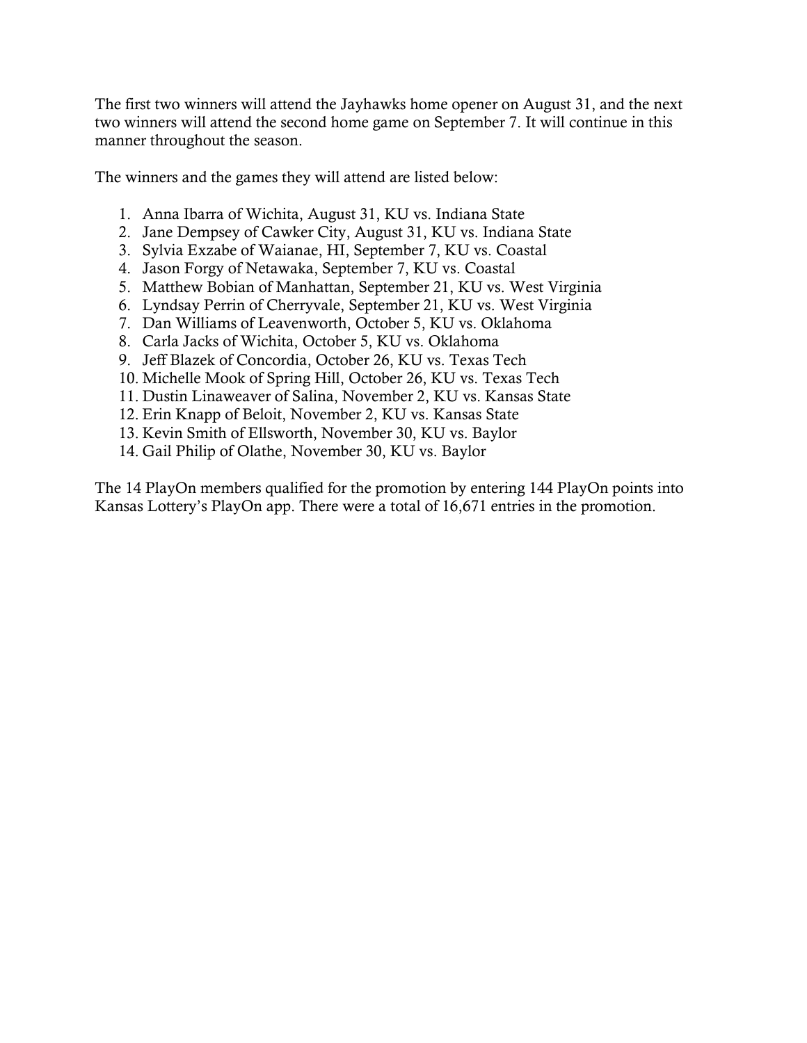The first two winners will attend the Jayhawks home opener on August 31, and the next two winners will attend the second home game on September 7. It will continue in this manner throughout the season.

The winners and the games they will attend are listed below:

1. Anna Ibarra of Wichita, August 31, KU vs. Indiana State
2. Jane Dempsey of Cawker City, August 31, KU vs. Indiana State
3. Sylvia Exzabe of Waianae, HI, September 7, KU vs. Coastal
4. Jason Forgy of Netawaka, September 7, KU vs. Coastal
5. Matthew Bobian of Manhattan, September 21, KU vs. West Virginia
6. Lyndsay Perrin of Cherryvale, September 21, KU vs. West Virginia
7. Dan Williams of Leavenworth, October 5, KU vs. Oklahoma
8. Carla Jacks of Wichita, October 5, KU vs. Oklahoma
9. Jeff Blazek of Concordia, October 26, KU vs. Texas Tech
10. Michelle Mook of Spring Hill, October 26, KU vs. Texas Tech
11. Dustin Linaweaver of Salina, November 2, KU vs. Kansas State
12. Erin Knapp of Beloit, November 2, KU vs. Kansas State
13. Kevin Smith of Ellsworth, November 30, KU vs. Baylor
14. Gail Philip of Olathe, November 30, KU vs. Baylor

The 14 PlayOn members qualified for the promotion by entering 144 PlayOn points into Kansas Lottery's PlayOn app. There were a total of 16,671 entries in the promotion.